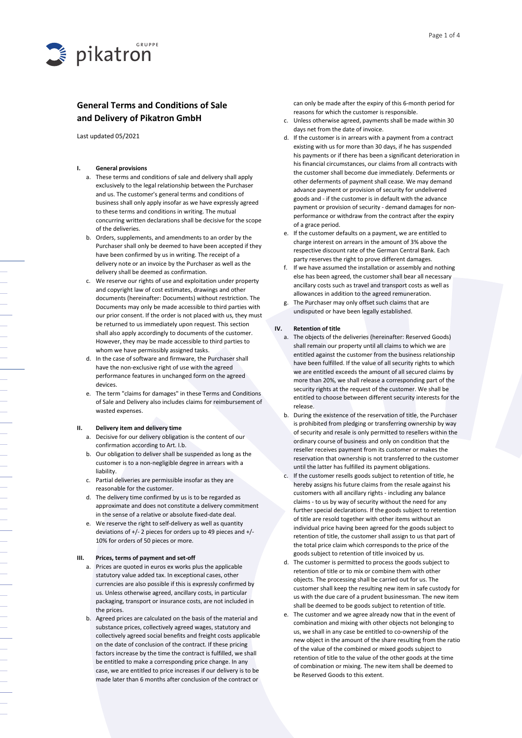# General Terms and Conditions of Sale and Delivery of Pikatron GmbH

Last updated 05/2021

## I. General provisions

a. These terms and conditions of sale and delivery shall apply exclusively to the legal relationship between the Purchaser and us. The customer's general terms and conditions of business shall only apply insofar as we have expressly agreed to these terms and conditions in writing. The mutual concurring written declarations shall be decisive for the scope of the deliveries.

b. Orders, supplements, and amendments to an order by the Purchaser shall only be deemed to have been accepted if they have been confirmed by us in writing. The receipt of a delivery note or an invoice by the Purchaser as well as the delivery shall be deemed as confirmation.

c. We reserve our rights of use and exploitation under property and copyright law of cost estimates, drawings and other documents (hereinafter: Documents) without restriction. The Documents may only be made accessible to third parties with our prior consent. If the order is not placed with us, they must be returned to us immediately upon request. This section shall also apply accordingly to documents of the customer. However, they may be made accessible to third parties to whom we have permissibly assigned tasks.

d. In the case of software and firmware, the Purchaser shall have the non-exclusive right of use with the agreed performance features in unchanged form on the agreed devices.

e. The term "claims for damages" in these Terms and Conditions of Sale and Delivery also includes claims for reimbursement of wasted expenses.

## II. Delivery item and delivery time

a. Decisive for our delivery obligation is the content of our confirmation according to Art. I.b.

b. Our obligation to deliver shall be suspended as long as the customer is to a non-negligible degree in arrears with a liability.

c. Partial deliveries are permissible insofar as they are reasonable for the customer.

d. The delivery time confirmed by us is to be regarded as approximate and does not constitute a delivery commitment in the sense of a relative or absolute fixed-date deal.

e. We reserve the right to self-delivery as well as quantity deviations of +/- 2 pieces for orders up to 49 pieces and +/- 10% for orders of 50 pieces or more.

## III. Prices, terms of payment and set-off

a. Prices are quoted in euros ex works plus the applicable statutory value added tax. In exceptional cases, other currencies are also possible if this is expressly confirmed by us. Unless otherwise agreed, ancillary costs, in particular packaging, transport or insurance costs, are not included in the prices.

b. Agreed prices are calculated on the basis of the material and substance prices, collectively agreed wages, statutory and collectively agreed social benefits and freight costs applicable on the date of conclusion of the contract. If these pricing factors increase by the time the contract is fulfilled, we shall be entitled to make a corresponding price change. In any case, we are entitled to price increases if our delivery is to be made later than 6 months after conclusion of the contract or can only be made after the expiry of this 6-month period for reasons for which the customer is responsible.

c. Unless otherwise agreed, payments shall be made within 30 days net from the date of invoice.

d. If the customer is in arrears with a payment from a contract existing with us for more than 30 days, if he has suspended his payments or if there has been a significant deterioration in his financial circumstances, our claims from all contracts with the customer shall become due immediately. Deferments or other deferments of payment shall cease. We may demand advance payment or provision of security for undelivered goods and - if the customer is in default with the advance payment or provision of security - demand damages for non-performance or withdraw from the contract after the expiry of a grace period.

e. If the customer defaults on a payment, we are entitled to charge interest on arrears in the amount of 3% above the respective discount rate of the German Central Bank. Each party reserves the right to prove different damages.

f. If we have assumed the installation or assembly and nothing else has been agreed, the customer shall bear all necessary ancillary costs such as travel and transport costs as well as allowances in addition to the agreed remuneration.

g. The Purchaser may only offset such claims that are undisputed or have been legally established.

## IV. Retention of title

a. The objects of the deliveries (hereinafter: Reserved Goods) shall remain our property until all claims to which we are entitled against the customer from the business relationship have been fulfilled. If the value of all security rights to which we are entitled exceeds the amount of all secured claims by more than 20%, we shall release a corresponding part of the security rights at the request of the customer. We shall be entitled to choose between different security interests for the release.

b. During the existence of the reservation of title, the Purchaser is prohibited from pledging or transferring ownership by way of security and resale is only permitted to resellers within the ordinary course of business and only on condition that the reseller receives payment from its customer or makes the reservation that ownership is not transferred to the customer until the latter has fulfilled its payment obligations.

c. If the customer resells goods subject to retention of title, he hereby assigns his future claims from the resale against his customers with all ancillary rights - including any balance claims - to us by way of security without the need for any further special declarations. If the goods subject to retention of title are resold together with other items without an individual price having been agreed for the goods subject to retention of title, the customer shall assign to us that part of the total price claim which corresponds to the price of the goods subject to retention of title invoiced by us.

d. The customer is permitted to process the goods subject to retention of title or to mix or combine them with other objects. The processing shall be carried out for us. The customer shall keep the resulting new item in safe custody for us with the due care of a prudent businessman. The new item shall be deemed to be goods subject to retention of title.

e. The customer and we agree already now that in the event of combination and mixing with other objects not belonging to us, we shall in any case be entitled to co-ownership of the new object in the amount of the share resulting from the ratio of the value of the combined or mixed goods subject to retention of title to the value of the other goods at the time of combination or mixing. The new item shall be deemed to be Reserved Goods to this extent.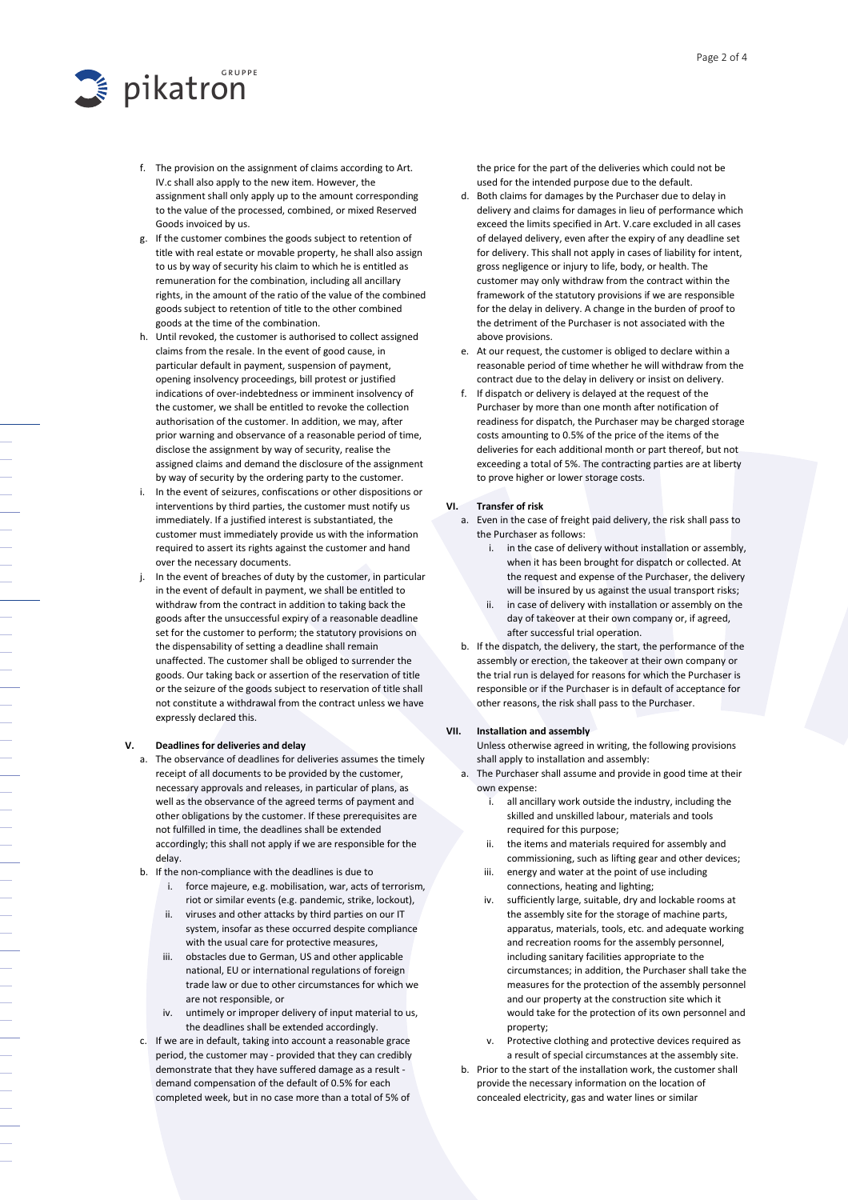f. The provision on the assignment of claims according to Art. IV.c shall also apply to the new item. However, the assignment shall only apply up to the amount corresponding to the value of the processed, combined, or mixed Reserved Goods invoiced by us.

g. If the customer combines the goods subject to retention of title with real estate or movable property, he shall also assign to us by way of security his claim to which he is entitled as remuneration for the combination, including all ancillary rights, in the amount of the ratio of the value of the combined goods subject to retention of title to the other combined goods at the time of the combination.

h. Until revoked, the customer is authorised to collect assigned claims from the resale. In the event of good cause, in particular default in payment, suspension of payment, opening insolvency proceedings, bill protest or justified indications of over-indebtedness or imminent insolvency of the customer, we shall be entitled to revoke the collection authorisation of the customer. In addition, we may, after prior warning and observance of a reasonable period of time, disclose the assignment by way of security, realise the assigned claims and demand the disclosure of the assignment by way of security by the ordering party to the customer.

i. In the event of seizures, confiscations or other dispositions or interventions by third parties, the customer must notify us immediately. If a justified interest is substantiated, the customer must immediately provide us with the information required to assert its rights against the customer and hand over the necessary documents.

j. In the event of breaches of duty by the customer, in particular in the event of default in payment, we shall be entitled to withdraw from the contract in addition to taking back the goods after the unsuccessful expiry of a reasonable deadline set for the customer to perform; the statutory provisions on the dispensability of setting a deadline shall remain unaffected. The customer shall be obliged to surrender the goods. Our taking back or assertion of the reservation of title or the seizure of the goods subject to reservation of title shall not constitute a withdrawal from the contract unless we have expressly declared this.

## V. Deadlines for deliveries and delay

a. The observance of deadlines for deliveries assumes the timely receipt of all documents to be provided by the customer, necessary approvals and releases, in particular of plans, as well as the observance of the agreed terms of payment and other obligations by the customer. If these prerequisites are not fulfilled in time, the deadlines shall be extended accordingly; this shall not apply if we are responsible for the delay.

b. If the non-compliance with the deadlines is due to
   i. force majeure, e.g. mobilisation, war, acts of terrorism, riot or similar events (e.g. pandemic, strike, lockout),
   ii. viruses and other attacks by third parties on our IT system, insofar as these occurred despite compliance with the usual care for protective measures,
   iii. obstacles due to German, US and other applicable national, EU or international regulations of foreign trade law or due to other circumstances for which we are not responsible, or
   iv. untimely or improper delivery of input material to us,

   the deadlines shall be extended accordingly.

c. If we are in default, taking into account a reasonable grace period, the customer may - provided that they can credibly demonstrate that they have suffered damage as a result - demand compensation of the default of 0.5% for each completed week, but in no case more than a total of 5% of the price for the part of the deliveries which could not be used for the intended purpose due to the default.

d. Both claims for damages by the Purchaser due to delay in delivery and claims for damages in lieu of performance which exceed the limits specified in Art. V.care excluded in all cases of delayed delivery, even after the expiry of any deadline set for delivery. This shall not apply in cases of liability for intent, gross negligence or injury to life, body, or health. The customer may only withdraw from the contract within the framework of the statutory provisions if we are responsible for the delay in delivery. A change in the burden of proof to the detriment of the Purchaser is not associated with the above provisions.

e. At our request, the customer is obliged to declare within a reasonable period of time whether he will withdraw from the contract due to the delay in delivery or insist on delivery.

f. If dispatch or delivery is delayed at the request of the Purchaser by more than one month after notification of readiness for dispatch, the Purchaser may be charged storage costs amounting to 0.5% of the price of the items of the deliveries for each additional month or part thereof, but not exceeding a total of 5%. The contracting parties are at liberty to prove higher or lower storage costs.

## VI. Transfer of risk

a. Even in the case of freight paid delivery, the risk shall pass to the Purchaser as follows:
   i. in the case of delivery without installation or assembly, when it has been brought for dispatch or collected. At the request and expense of the Purchaser, the delivery will be insured by us against the usual transport risks;
   ii. in case of delivery with installation or assembly on the day of takeover at their own company or, if agreed, after successful trial operation.

b. If the dispatch, the delivery, the start, the performance of the assembly or erection, the takeover at their own company or the trial run is delayed for reasons for which the Purchaser is responsible or if the Purchaser is in default of acceptance for other reasons, the risk shall pass to the Purchaser.

## VII. Installation and assembly

Unless otherwise agreed in writing, the following provisions shall apply to installation and assembly:

a. The Purchaser shall assume and provide in good time at their own expense:
   i. all ancillary work outside the industry, including the skilled and unskilled labour, materials and tools required for this purpose;
   ii. the items and materials required for assembly and commissioning, such as lifting gear and other devices;
   iii. energy and water at the point of use including connections, heating and lighting;
   iv. sufficiently large, suitable, dry and lockable rooms at the assembly site for the storage of machine parts, apparatus, materials, tools, etc. and adequate working and recreation rooms for the assembly personnel, including sanitary facilities appropriate to the circumstances; in addition, the Purchaser shall take the measures for the protection of the assembly personnel and our property at the construction site which it would take for the protection of its own personnel and property;
   v. Protective clothing and protective devices required as a result of special circumstances at the assembly site.

b. Prior to the start of the installation work, the customer shall provide the necessary information on the location of concealed electricity, gas and water lines or similar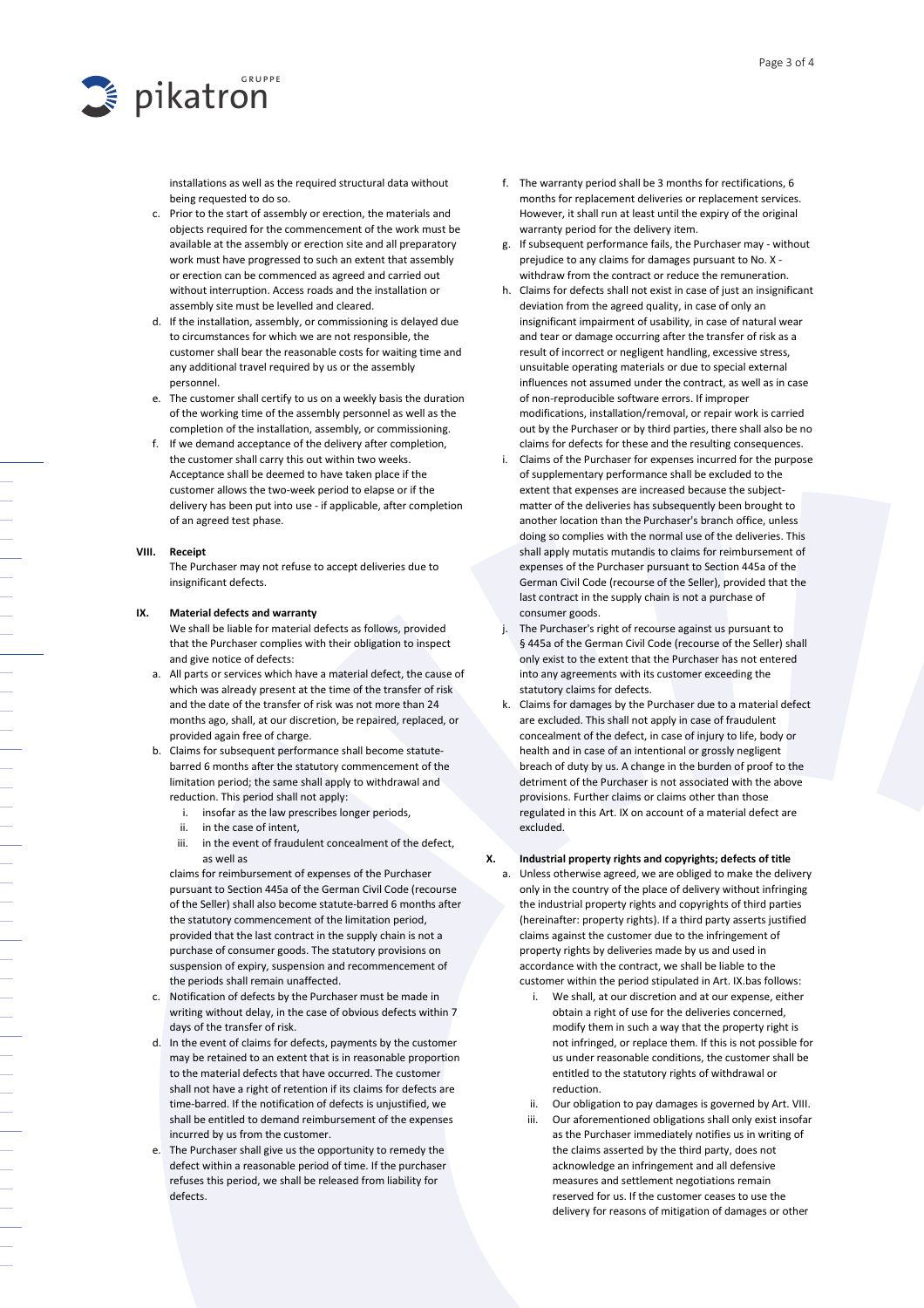installations as well as the required structural data without being requested to do so.

c. Prior to the start of assembly or erection, the materials and objects required for the commencement of the work must be available at the assembly or erection site and all preparatory work must have progressed to such an extent that assembly or erection can be commenced as agreed and carried out without interruption. Access roads and the installation or assembly site must be levelled and cleared.

d. If the installation, assembly, or commissioning is delayed due to circumstances for which we are not responsible, the customer shall bear the reasonable costs for waiting time and any additional travel required by us or the assembly personnel.

e. The customer shall certify to us on a weekly basis the duration of the working time of the assembly personnel as well as the completion of the installation, assembly, or commissioning.

f. If we demand acceptance of the delivery after completion, the customer shall carry this out within two weeks. Acceptance shall be deemed to have taken place if the customer allows the two-week period to elapse or if the delivery has been put into use - if applicable, after completion of an agreed test phase.

**VIII. Receipt**

The Purchaser may not refuse to accept deliveries due to insignificant defects.

**IX. Material defects and warranty**

We shall be liable for material defects as follows, provided that the Purchaser complies with their obligation to inspect and give notice of defects:

a. All parts or services which have a material defect, the cause of which was already present at the time of the transfer of risk and the date of the transfer of risk was not more than 24 months ago, shall, at our discretion, be repaired, replaced, or provided again free of charge.

b. Claims for subsequent performance shall become statute-barred 6 months after the statutory commencement of the limitation period; the same shall apply to withdrawal and reduction. This period shall not apply:
   i. insofar as the law prescribes longer periods,
   ii. in the case of intent,
   iii. in the event of fraudulent concealment of the defect, as well as

   claims for reimbursement of expenses of the Purchaser pursuant to Section 445a of the German Civil Code (recourse of the Seller) shall also become statute-barred 6 months after the statutory commencement of the limitation period, provided that the last contract in the supply chain is not a purchase of consumer goods. The statutory provisions on suspension of expiry, suspension and recommencement of the periods shall remain unaffected.

c. Notification of defects by the Purchaser must be made in writing without delay, in the case of obvious defects within 7 days of the transfer of risk.

d. In the event of claims for defects, payments by the customer may be retained to an extent that is in reasonable proportion to the material defects that have occurred. The customer shall not have a right of retention if its claims for defects are time-barred. If the notification of defects is unjustified, we shall be entitled to demand reimbursement of the expenses incurred by us from the customer.

e. The Purchaser shall give us the opportunity to remedy the defect within a reasonable period of time. If the purchaser refuses this period, we shall be released from liability for defects.

f. The warranty period shall be 3 months for rectifications, 6 months for replacement deliveries or replacement services. However, it shall run at least until the expiry of the original warranty period for the delivery item.

g. If subsequent performance fails, the Purchaser may - without prejudice to any claims for damages pursuant to No. X - withdraw from the contract or reduce the remuneration.

h. Claims for defects shall not exist in case of just an insignificant deviation from the agreed quality, in case of only an insignificant impairment of usability, in case of natural wear and tear or damage occurring after the transfer of risk as a result of incorrect or negligent handling, excessive stress, unsuitable operating materials or due to special external influences not assumed under the contract, as well as in case of non-reproducible software errors. If improper modifications, installation/removal, or repair work is carried out by the Purchaser or by third parties, there shall also be no claims for defects for these and the resulting consequences.

i. Claims of the Purchaser for expenses incurred for the purpose of supplementary performance shall be excluded to the extent that expenses are increased because the subject-matter of the deliveries has subsequently been brought to another location than the Purchaser's branch office, unless doing so complies with the normal use of the deliveries. This shall apply mutatis mutandis to claims for reimbursement of expenses of the Purchaser pursuant to Section 445a of the German Civil Code (recourse of the Seller), provided that the last contract in the supply chain is not a purchase of consumer goods.

j. The Purchaser's right of recourse against us pursuant to § 445a of the German Civil Code (recourse of the Seller) shall only exist to the extent that the Purchaser has not entered into any agreements with its customer exceeding the statutory claims for defects.

k. Claims for damages by the Purchaser due to a material defect are excluded. This shall not apply in case of fraudulent concealment of the defect, in case of injury to life, body or health and in case of an intentional or grossly negligent breach of duty by us. A change in the burden of proof to the detriment of the Purchaser is not associated with the above provisions. Further claims or claims other than those regulated in this Art. IX on account of a material defect are excluded.

**X. Industrial property rights and copyrights; defects of title**

a. Unless otherwise agreed, we are obliged to make the delivery only in the country of the place of delivery without infringing the industrial property rights and copyrights of third parties (hereinafter: property rights). If a third party asserts justified claims against the customer due to the infringement of property rights by deliveries made by us and used in accordance with the contract, we shall be liable to the customer within the period stipulated in Art. IX.bas follows:
   i. We shall, at our discretion and at our expense, either obtain a right of use for the deliveries concerned, modify them in such a way that the property right is not infringed, or replace them. If this is not possible for us under reasonable conditions, the customer shall be entitled to the statutory rights of withdrawal or reduction.
   ii. Our obligation to pay damages is governed by Art. VIII.
   iii. Our aforementioned obligations shall only exist insofar as the Purchaser immediately notifies us in writing of the claims asserted by the third party, does not acknowledge an infringement and all defensive measures and settlement negotiations remain reserved for us. If the customer ceases to use the delivery for reasons of mitigation of damages or other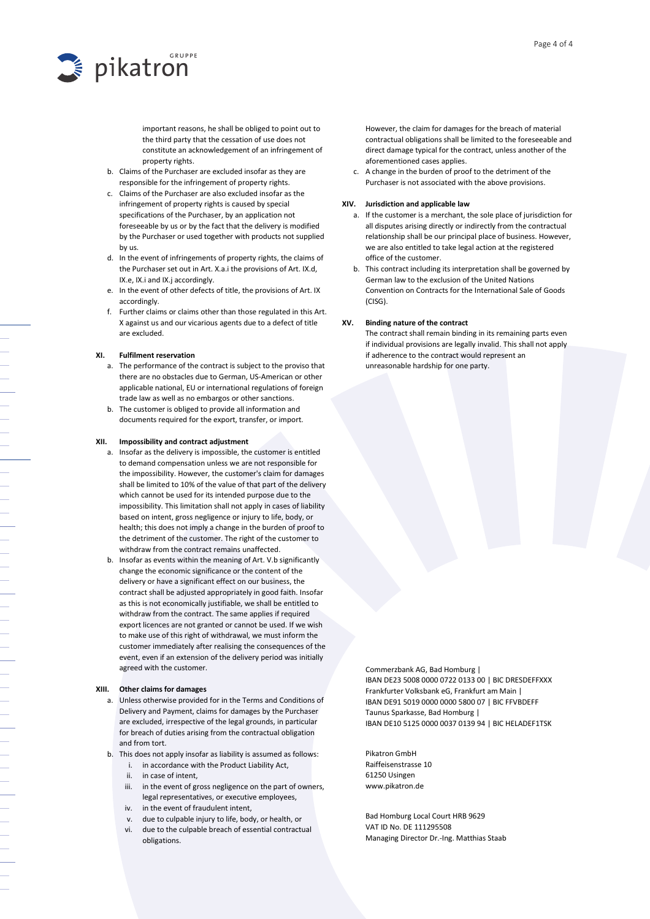important reasons, he shall be obliged to point out to the third party that the cessation of use does not constitute an acknowledgement of an infringement of property rights.

b. Claims of the Purchaser are excluded insofar as they are responsible for the infringement of property rights.

c. Claims of the Purchaser are also excluded insofar as the infringement of property rights is caused by special specifications of the Purchaser, by an application not foreseeable by us or by the fact that the delivery is modified by the Purchaser or used together with products not supplied by us.

d. In the event of infringements of property rights, the claims of the Purchaser set out in Art. X.a.i the provisions of Art. IX.d, IX.e, IX.i and IX.j accordingly.

e. In the event of other defects of title, the provisions of Art. IX accordingly.

f. Further claims or claims other than those regulated in this Art. X against us and our vicarious agents due to a defect of title are excluded.

## XI. Fulfilment reservation

a. The performance of the contract is subject to the proviso that there are no obstacles due to German, US-American or other applicable national, EU or international regulations of foreign trade law as well as no embargos or other sanctions.

b. The customer is obliged to provide all information and documents required for the export, transfer, or import.

## XII. Impossibility and contract adjustment

a. Insofar as the delivery is impossible, the customer is entitled to demand compensation unless we are not responsible for the impossibility. However, the customer's claim for damages shall be limited to 10% of the value of that part of the delivery which cannot be used for its intended purpose due to the impossibility. This limitation shall not apply in cases of liability based on intent, gross negligence or injury to life, body, or health; this does not imply a change in the burden of proof to the detriment of the customer. The right of the customer to withdraw from the contract remains unaffected.

b. Insofar as events within the meaning of Art. V.b significantly change the economic significance or the content of the delivery or have a significant effect on our business, the contract shall be adjusted appropriately in good faith. Insofar as this is not economically justifiable, we shall be entitled to withdraw from the contract. The same applies if required export licences are not granted or cannot be used. If we wish to make use of this right of withdrawal, we must inform the customer immediately after realising the consequences of the event, even if an extension of the delivery period was initially agreed with the customer.

## XIII. Other claims for damages

a. Unless otherwise provided for in the Terms and Conditions of Delivery and Payment, claims for damages by the Purchaser are excluded, irrespective of the legal grounds, in particular for breach of duties arising from the contractual obligation and from tort.

b. This does not apply insofar as liability is assumed as follows:
   i. in accordance with the Product Liability Act,
   ii. in case of intent,
   iii. in the event of gross negligence on the part of owners, legal representatives, or executive employees,
   iv. in the event of fraudulent intent,
   v. due to culpable injury to life, body, or health, or
   vi. due to the culpable breach of essential contractual obligations.

   However, the claim for damages for the breach of material contractual obligations shall be limited to the foreseeable and direct damage typical for the contract, unless another of the aforementioned cases applies.

c. A change in the burden of proof to the detriment of the Purchaser is not associated with the above provisions.

## XIV. Jurisdiction and applicable law

a. If the customer is a merchant, the sole place of jurisdiction for all disputes arising directly or indirectly from the contractual relationship shall be our principal place of business. However, we are also entitled to take legal action at the registered office of the customer.

b. This contract including its interpretation shall be governed by German law to the exclusion of the United Nations Convention on Contracts for the International Sale of Goods (CISG).

## XV. Binding nature of the contract

The contract shall remain binding in its remaining parts even if individual provisions are legally invalid. This shall not apply if adherence to the contract would represent an unreasonable hardship for one party.

Commerzbank AG, Bad Homburg |
IBAN DE23 5008 0000 0722 0133 00 | BIC DRESDEFFXXX
Frankfurter Volksbank eG, Frankfurt am Main |
IBAN DE91 5019 0000 0000 5800 07 | BIC FFVBDEFF
Taunus Sparkasse, Bad Homburg |
IBAN DE10 5125 0000 0037 0139 94 | BIC HELADEF1TSK

Pikatron GmbH
Raiffeisenstrasse 10
61250 Usingen
www.pikatron.de

Bad Homburg Local Court HRB 9629
VAT ID No. DE 111295508
Managing Director Dr.-Ing. Matthias Staab